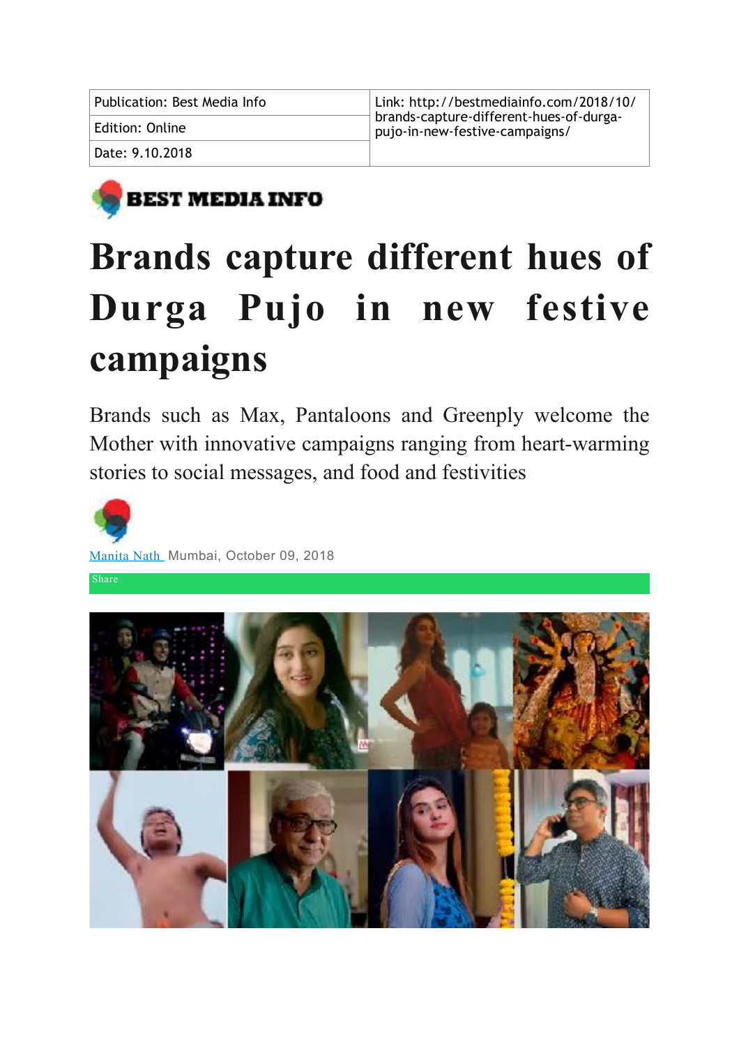| Publication: Best Media Info | Link: http://bestmediainfo.com/2018/10/brands-capture-different-hues-of-durga-pujo-in-new-festive-campaigns/ |
| --- | --- |
| Edition: Online | |
| Date: 9.10.2018 | |

BEST MEDIA INFO

# Brands capture different hues of Durga Pujo in new festive campaigns

Brands such as Max, Pantaloons and Greenply welcome the Mother with innovative campaigns ranging from heart-warming stories to social messages, and food and festivities

Manita Nath Mumbai, October 09, 2018

Share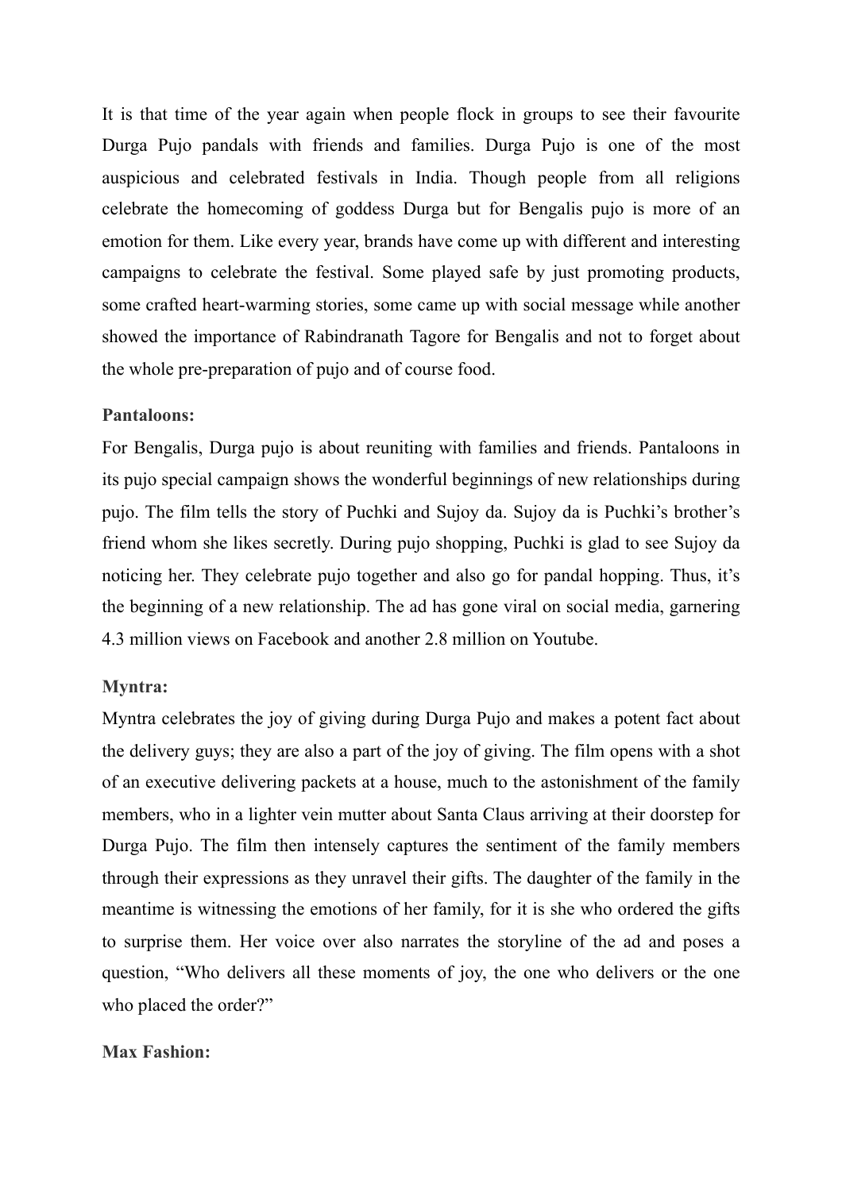It is that time of the year again when people flock in groups to see their favourite Durga Pujo pandals with friends and families. Durga Pujo is one of the most auspicious and celebrated festivals in India. Though people from all religions celebrate the homecoming of goddess Durga but for Bengalis pujo is more of an emotion for them. Like every year, brands have come up with different and interesting campaigns to celebrate the festival. Some played safe by just promoting products, some crafted heart-warming stories, some came up with social message while another showed the importance of Rabindranath Tagore for Bengalis and not to forget about the whole pre-preparation of pujo and of course food.

**Pantaloons:**

For Bengalis, Durga pujo is about reuniting with families and friends. Pantaloons in its pujo special campaign shows the wonderful beginnings of new relationships during pujo. The film tells the story of Puchki and Sujoy da. Sujoy da is Puchki's brother's friend whom she likes secretly. During pujo shopping, Puchki is glad to see Sujoy da noticing her. They celebrate pujo together and also go for pandal hopping. Thus, it's the beginning of a new relationship. The ad has gone viral on social media, garnering 4.3 million views on Facebook and another 2.8 million on Youtube.

**Myntra:**

Myntra celebrates the joy of giving during Durga Pujo and makes a potent fact about the delivery guys; they are also a part of the joy of giving. The film opens with a shot of an executive delivering packets at a house, much to the astonishment of the family members, who in a lighter vein mutter about Santa Claus arriving at their doorstep for Durga Pujo. The film then intensely captures the sentiment of the family members through their expressions as they unravel their gifts. The daughter of the family in the meantime is witnessing the emotions of her family, for it is she who ordered the gifts to surprise them. Her voice over also narrates the storyline of the ad and poses a question, "Who delivers all these moments of joy, the one who delivers or the one who placed the order?"

**Max Fashion:**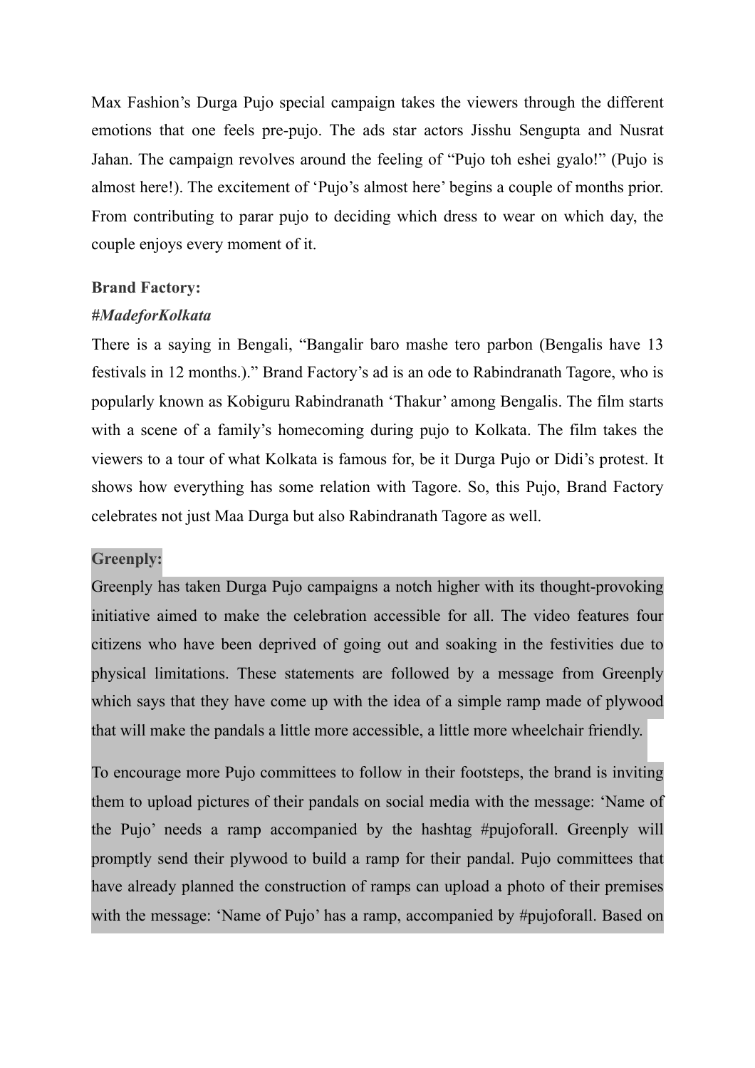Max Fashion's Durga Pujo special campaign takes the viewers through the different emotions that one feels pre-pujo. The ads star actors Jisshu Sengupta and Nusrat Jahan. The campaign revolves around the feeling of "Pujo toh eshei gyalo!" (Pujo is almost here!). The excitement of 'Pujo's almost here' begins a couple of months prior. From contributing to parar pujo to deciding which dress to wear on which day, the couple enjoys every moment of it.

**Brand Factory:**

***#MadeforKolkata***

There is a saying in Bengali, "Bangalir baro mashe tero parbon (Bengalis have 13 festivals in 12 months.)." Brand Factory's ad is an ode to Rabindranath Tagore, who is popularly known as Kobiguru Rabindranath 'Thakur' among Bengalis. The film starts with a scene of a family's homecoming during pujo to Kolkata. The film takes the viewers to a tour of what Kolkata is famous for, be it Durga Pujo or Didi's protest. It shows how everything has some relation with Tagore. So, this Pujo, Brand Factory celebrates not just Maa Durga but also Rabindranath Tagore as well.

**Greenply:**

Greenply has taken Durga Pujo campaigns a notch higher with its thought-provoking initiative aimed to make the celebration accessible for all. The video features four citizens who have been deprived of going out and soaking in the festivities due to physical limitations. These statements are followed by a message from Greenply which says that they have come up with the idea of a simple ramp made of plywood that will make the pandals a little more accessible, a little more wheelchair friendly.

To encourage more Pujo committees to follow in their footsteps, the brand is inviting them to upload pictures of their pandals on social media with the message: 'Name of the Pujo' needs a ramp accompanied by the hashtag #pujoforall. Greenply will promptly send their plywood to build a ramp for their pandal. Pujo committees that have already planned the construction of ramps can upload a photo of their premises with the message: 'Name of Pujo' has a ramp, accompanied by #pujoforall. Based on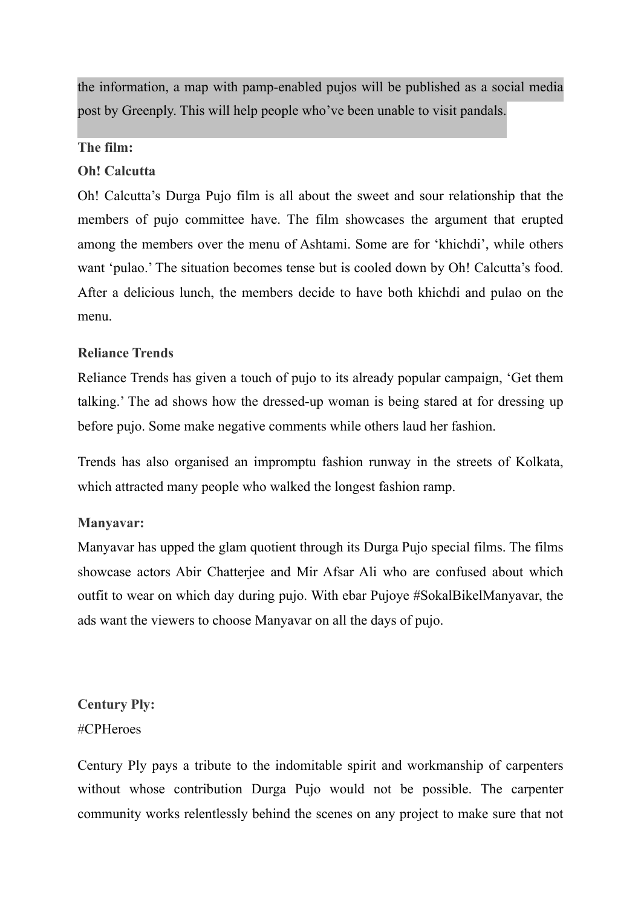the information, a map with pamp-enabled pujos will be published as a social media post by Greenply. This will help people who've been unable to visit pandals.

**The film:**

**Oh! Calcutta**

Oh! Calcutta's Durga Pujo film is all about the sweet and sour relationship that the members of pujo committee have. The film showcases the argument that erupted among the members over the menu of Ashtami. Some are for 'khichdi', while others want 'pulao.' The situation becomes tense but is cooled down by Oh! Calcutta's food. After a delicious lunch, the members decide to have both khichdi and pulao on the menu.

**Reliance Trends**

Reliance Trends has given a touch of pujo to its already popular campaign, 'Get them talking.' The ad shows how the dressed-up woman is being stared at for dressing up before pujo. Some make negative comments while others laud her fashion.

Trends has also organised an impromptu fashion runway in the streets of Kolkata, which attracted many people who walked the longest fashion ramp.

**Manyavar:**

Manyavar has upped the glam quotient through its Durga Pujo special films. The films showcase actors Abir Chatterjee and Mir Afsar Ali who are confused about which outfit to wear on which day during pujo. With ebar Pujoye #SokalBikelManyavar, the ads want the viewers to choose Manyavar on all the days of pujo.

**Century Ply:**

#CPHeroes

Century Ply pays a tribute to the indomitable spirit and workmanship of carpenters without whose contribution Durga Pujo would not be possible. The carpenter community works relentlessly behind the scenes on any project to make sure that not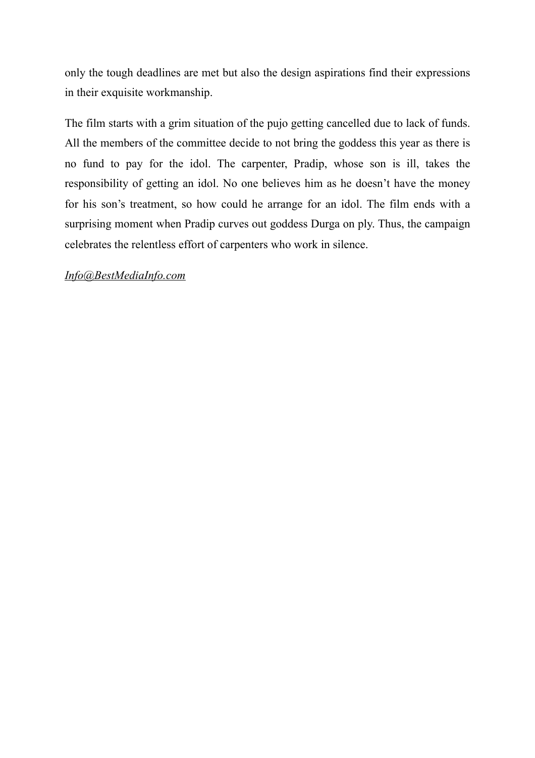only the tough deadlines are met but also the design aspirations find their expressions in their exquisite workmanship.

The film starts with a grim situation of the pujo getting cancelled due to lack of funds. All the members of the committee decide to not bring the goddess this year as there is no fund to pay for the idol. The carpenter, Pradip, whose son is ill, takes the responsibility of getting an idol. No one believes him as he doesn't have the money for his son's treatment, so how could he arrange for an idol. The film ends with a surprising moment when Pradip curves out goddess Durga on ply. Thus, the campaign celebrates the relentless effort of carpenters who work in silence.

*Info@BestMediaInfo.com*